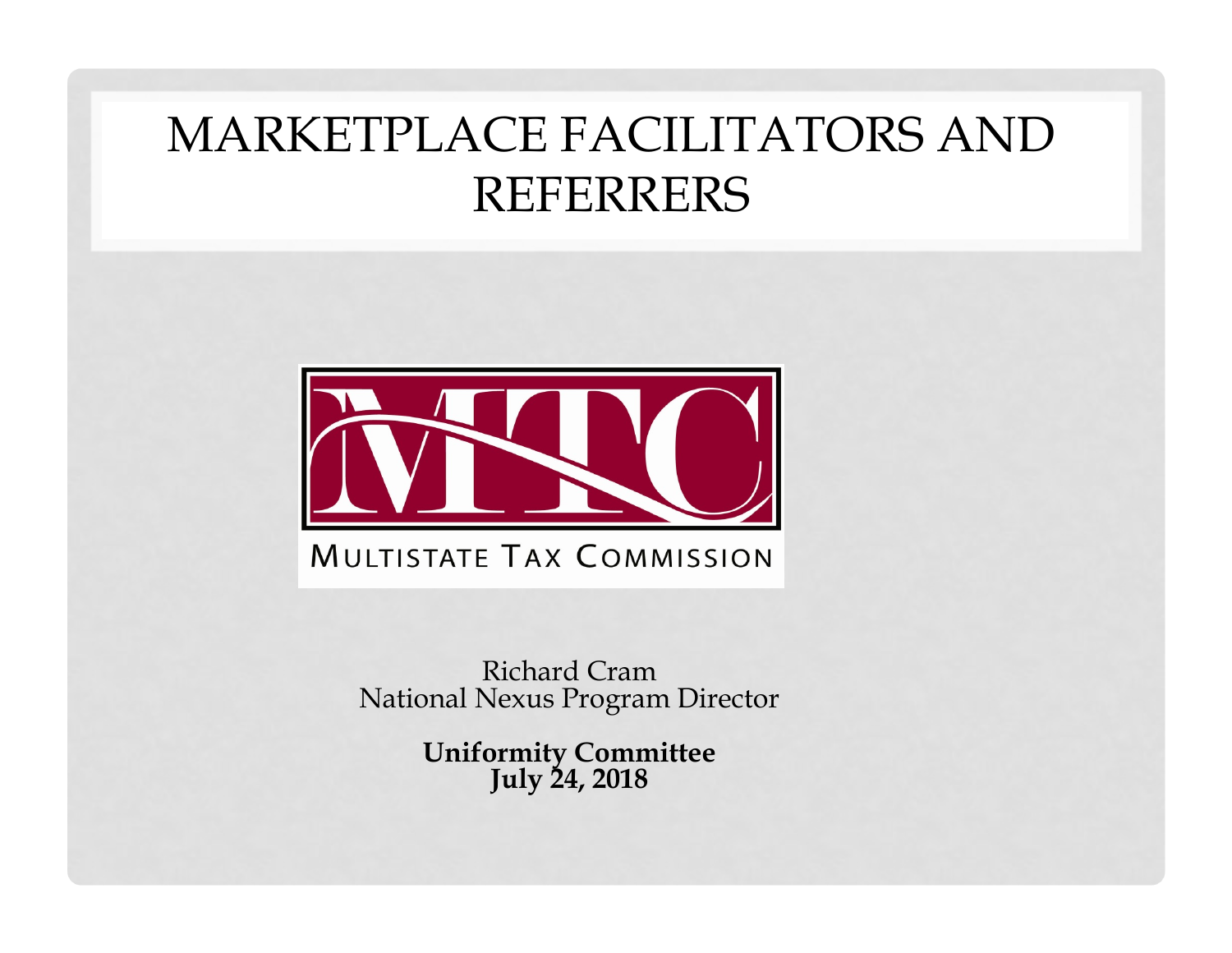# MARKETPLACE FACILITATORS AND REFERRERS

MTC

MULTISTATE TAX COMMISSION

Richard Cram
National Nexus Program Director

**Uniformity Committee**
**July 24, 2018**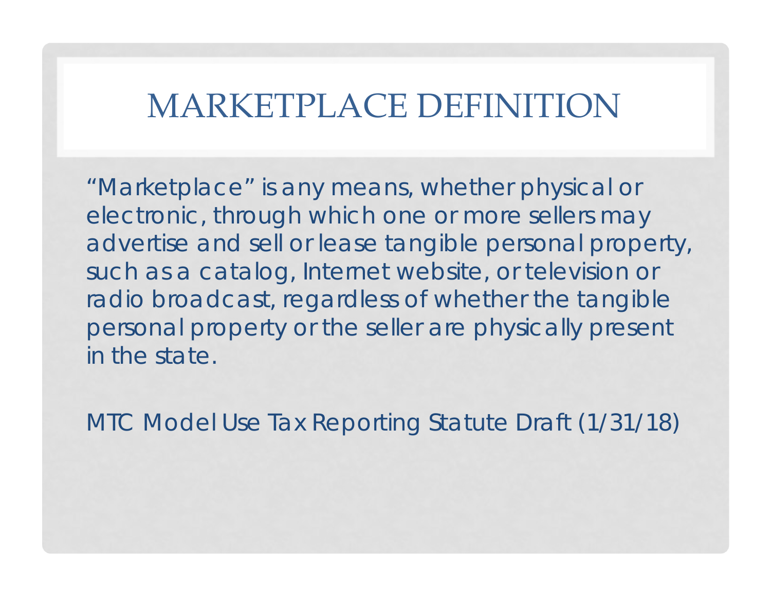# MARKETPLACE DEFINITION

"Marketplace" is any means, whether physical or electronic, through which one or more sellers may advertise and sell or lease tangible personal property, such as a catalog, Internet website, or television or radio broadcast, regardless of whether the tangible personal property or the seller are physically present in the state.

MTC Model Use Tax Reporting Statute Draft (1/31/18)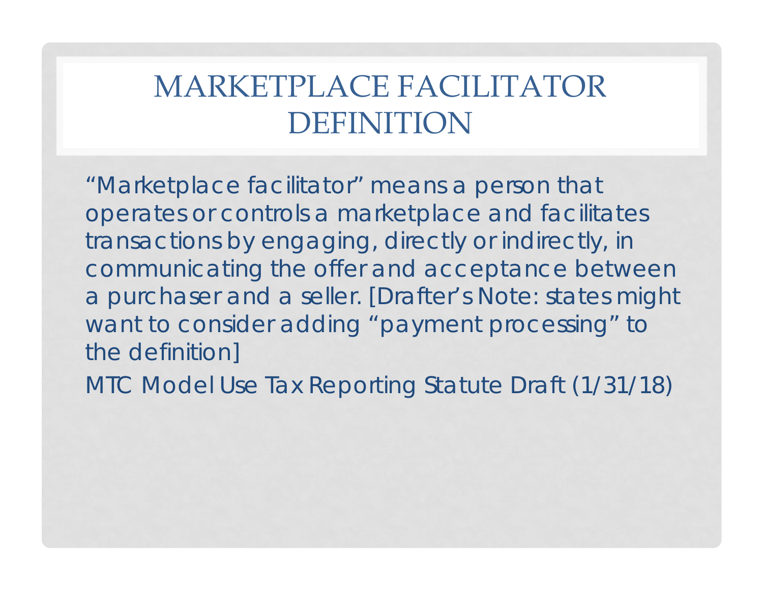# MARKETPLACE FACILITATOR DEFINITION

"Marketplace facilitator" means a person that operates or controls a marketplace and facilitates transactions by engaging, directly or indirectly, in communicating the offer and acceptance between a purchaser and a seller. [Drafter's Note: states might want to consider adding "payment processing" to the definition]

MTC Model Use Tax Reporting Statute Draft (1/31/18)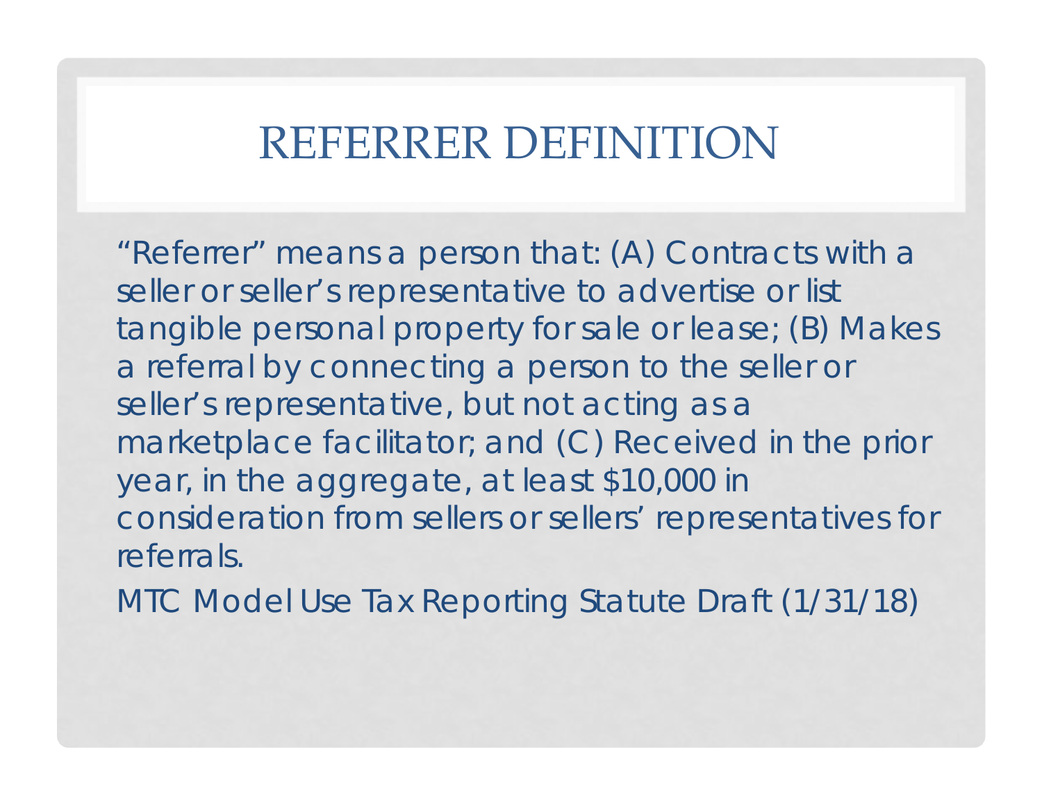# REFERRER DEFINITION

"Referrer" means a person that: (A) Contracts with a seller or seller's representative to advertise or list tangible personal property for sale or lease; (B) Makes a referral by connecting a person to the seller or seller's representative, but not acting as a marketplace facilitator; and (C) Received in the prior year, in the aggregate, at least $10,000 in consideration from sellers or sellers' representatives for referrals.

MTC Model Use Tax Reporting Statute Draft (1/31/18)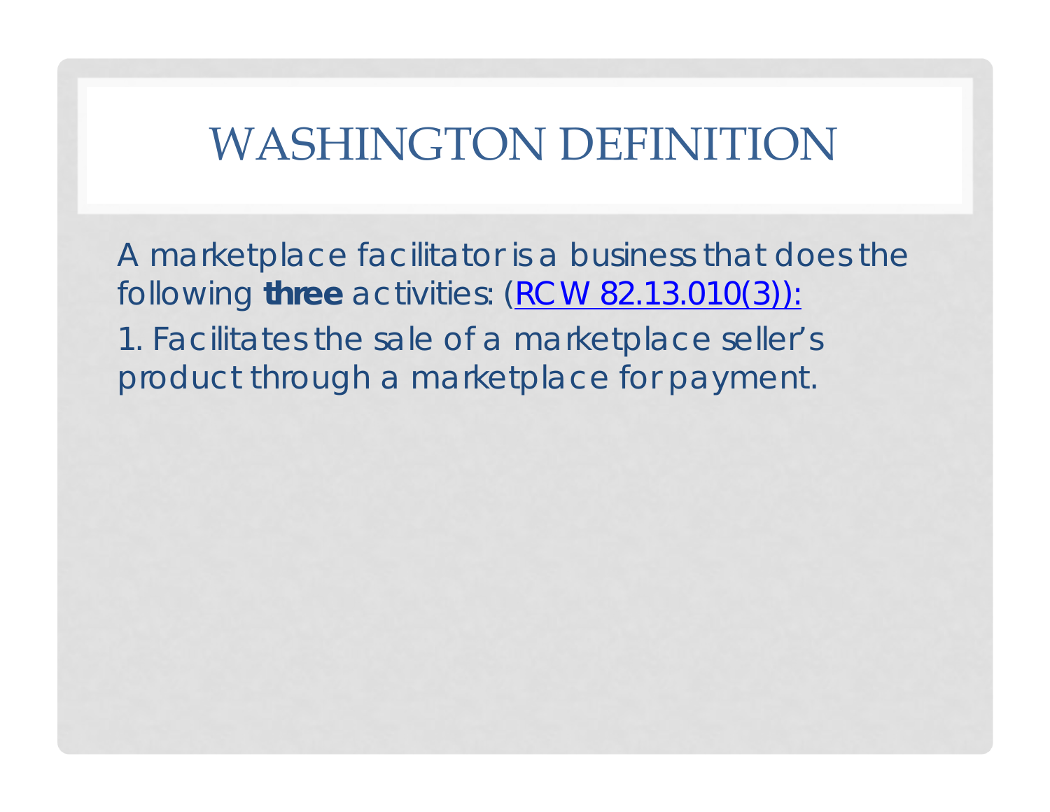# WASHINGTON DEFINITION

A marketplace facilitator is a business that does the following **three** activities: (RCW 82.13.010(3)):

1. Facilitates the sale of a marketplace seller's product through a marketplace for payment.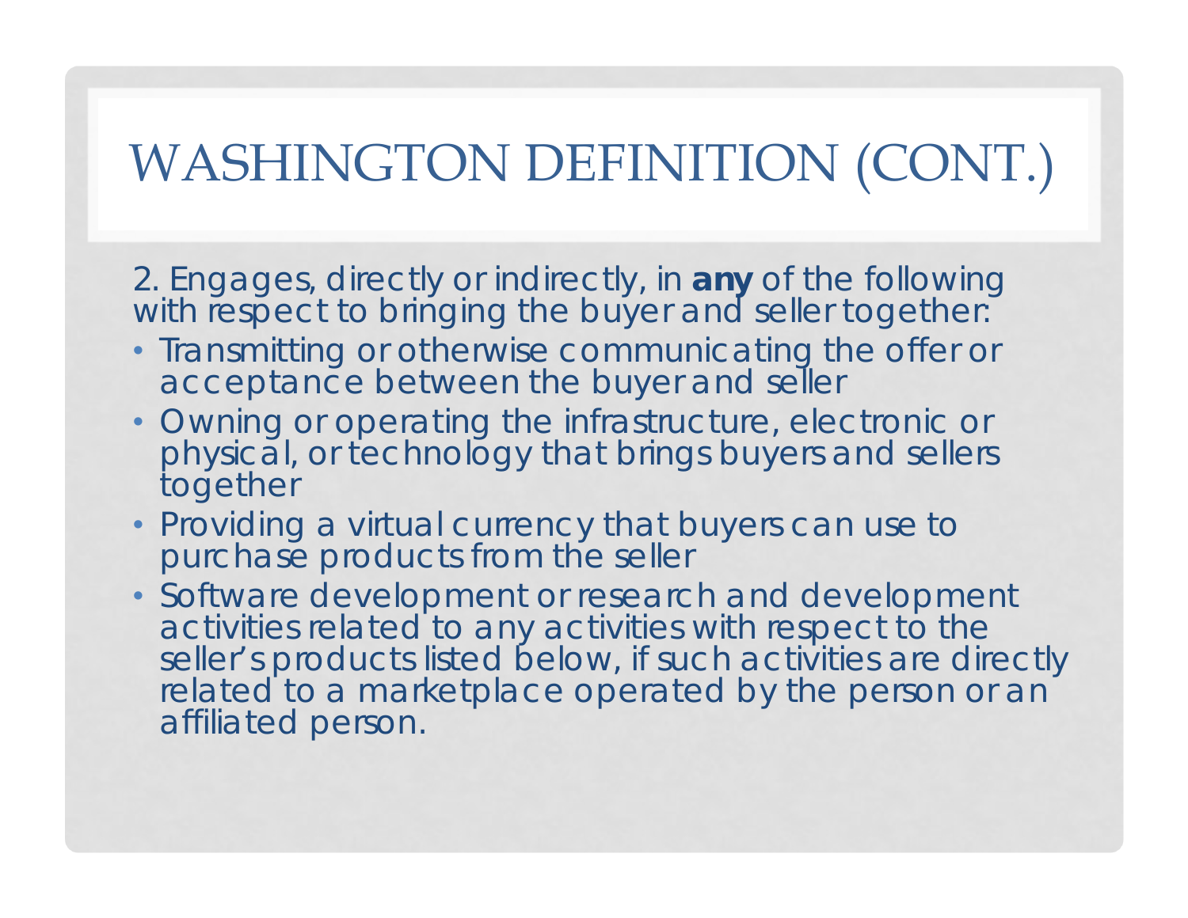# WASHINGTON DEFINITION (CONT.)

2. Engages, directly or indirectly, in **any** of the following with respect to bringing the buyer and seller together:

- Transmitting or otherwise communicating the offer or acceptance between the buyer and seller
- Owning or operating the infrastructure, electronic or physical, or technology that brings buyers and sellers together
- Providing a virtual currency that buyers can use to purchase products from the seller
- Software development or research and development activities related to any activities with respect to the seller's products listed below, if such activities are directly related to a marketplace operated by the person or an affiliated person.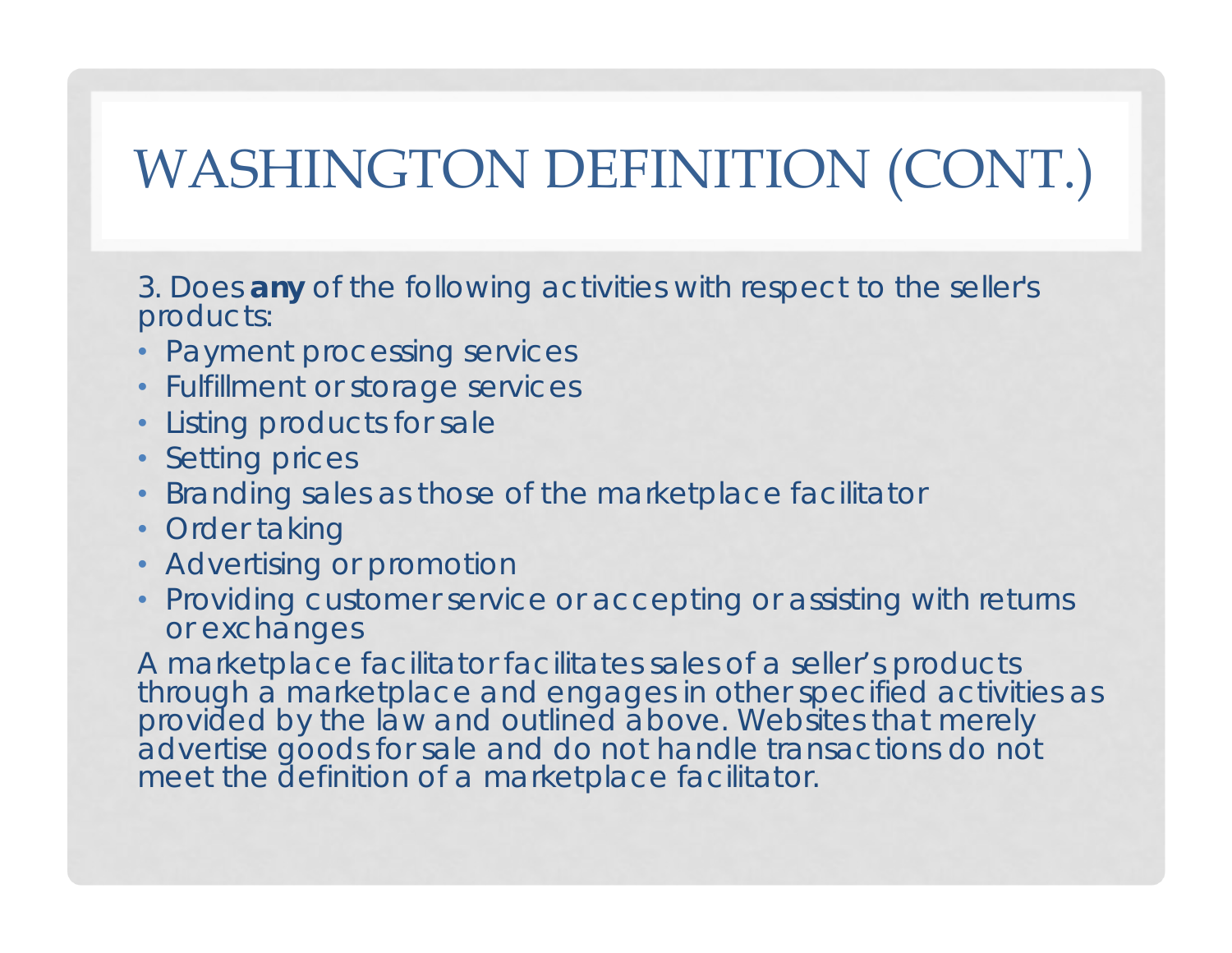# WASHINGTON DEFINITION (CONT.)

3. Does **any** of the following activities with respect to the seller's products:

- Payment processing services
- Fulfillment or storage services
- Listing products for sale
- Setting prices
- Branding sales as those of the marketplace facilitator
- Order taking
- Advertising or promotion
- Providing customer service or accepting or assisting with returns or exchanges

A marketplace facilitator facilitates sales of a seller's products through a marketplace and engages in other specified activities as provided by the law and outlined above. Websites that merely advertise goods for sale and do not handle transactions do not meet the definition of a marketplace facilitator.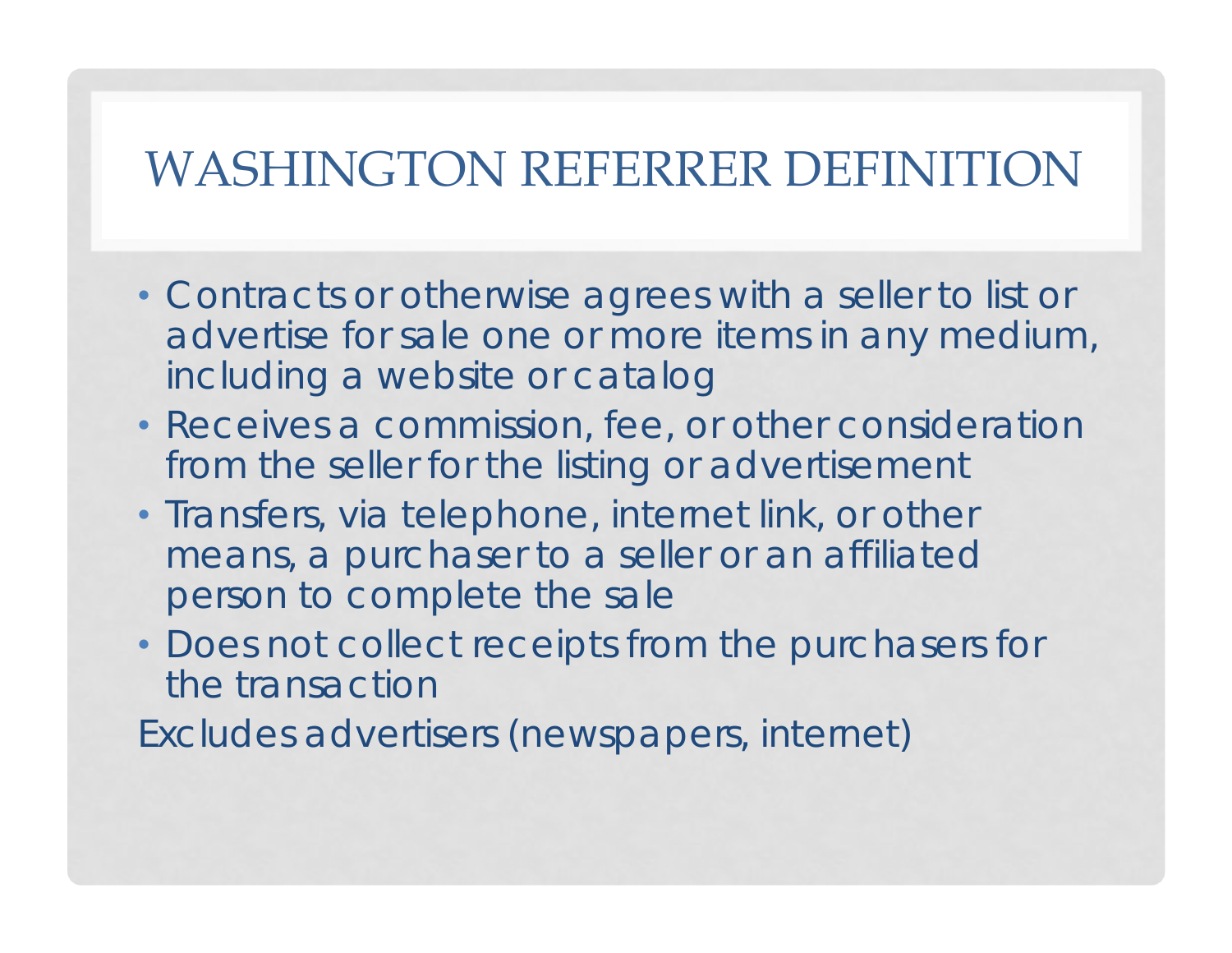# WASHINGTON REFERRER DEFINITION

- Contracts or otherwise agrees with a seller to list or advertise for sale one or more items in any medium, including a website or catalog
- Receives a commission, fee, or other consideration from the seller for the listing or advertisement
- Transfers, via telephone, internet link, or other means, a purchaser to a seller or an affiliated person to complete the sale
- Does not collect receipts from the purchasers for the transaction

Excludes advertisers (newspapers, internet)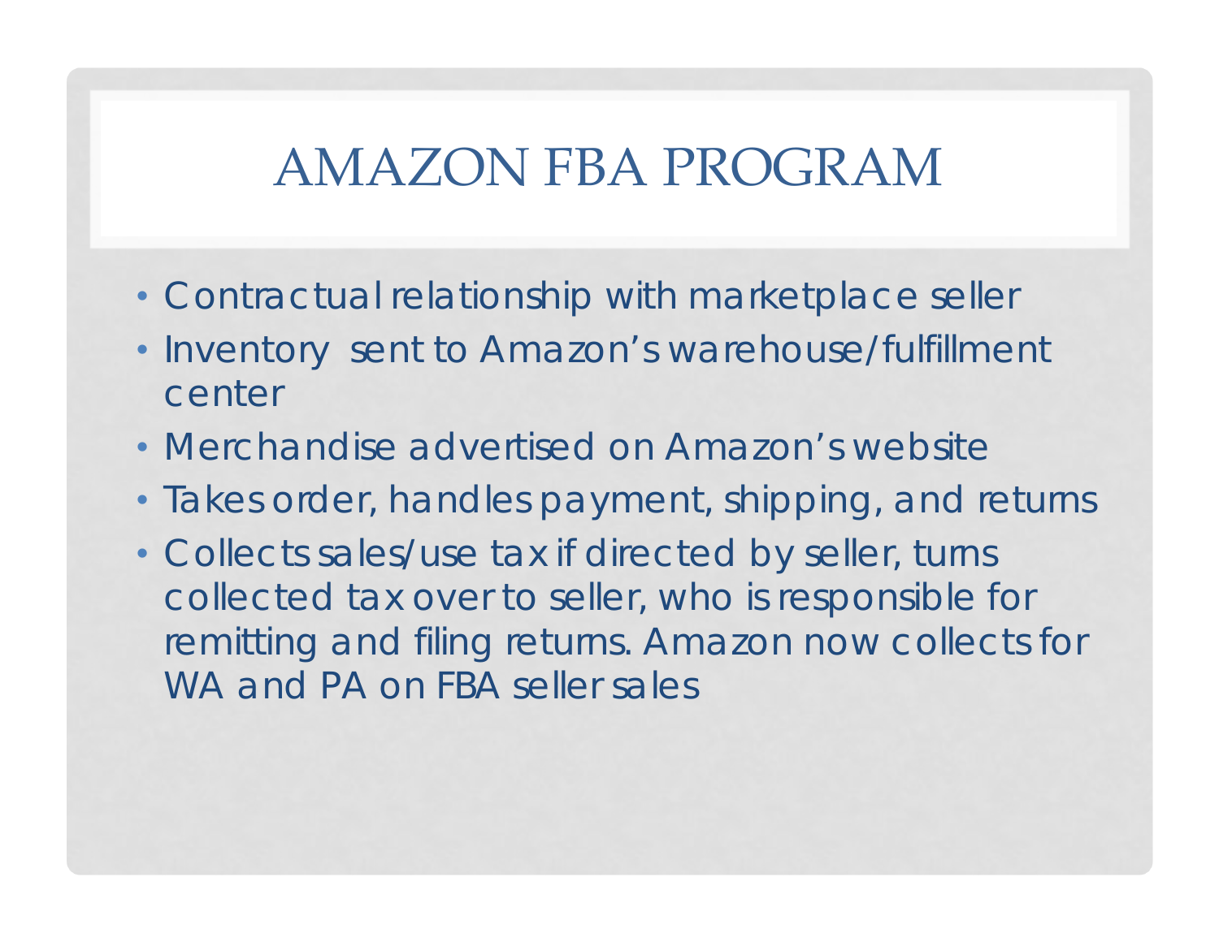# AMAZON FBA PROGRAM

- Contractual relationship with marketplace seller
- Inventory sent to Amazon's warehouse/fulfillment center
- Merchandise advertised on Amazon's website
- Takes order, handles payment, shipping, and returns
- Collects sales/use tax if directed by seller, turns collected tax over to seller, who is responsible for remitting and filing returns. Amazon now collects for WA and PA on FBA seller sales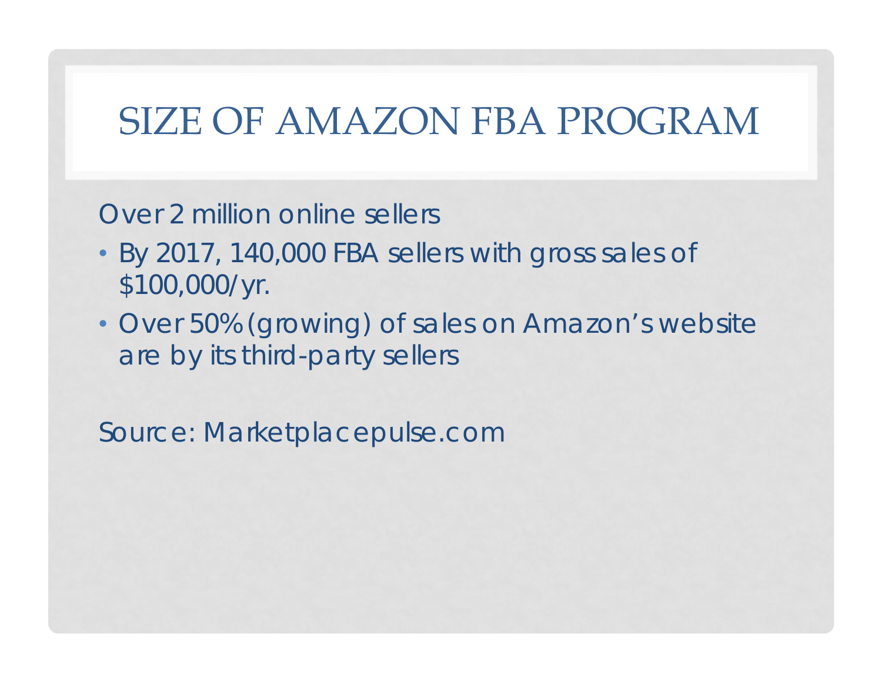# SIZE OF AMAZON FBA PROGRAM

Over 2 million online sellers

- By 2017, 140,000 FBA sellers with gross sales of $100,000/yr.
- Over 50% (growing) of sales on Amazon's website are by its third-party sellers

Source: Marketplacepulse.com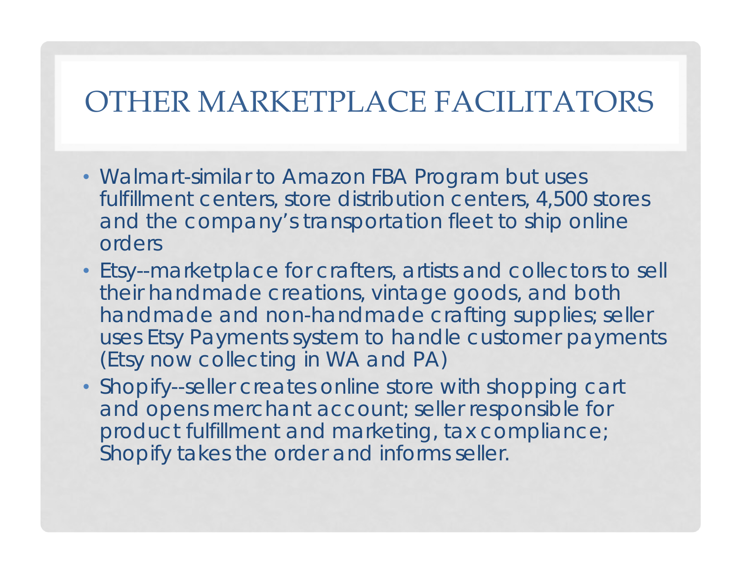# OTHER MARKETPLACE FACILITATORS

- Walmart-similar to Amazon FBA Program but uses fulfillment centers, store distribution centers, 4,500 stores and the company's transportation fleet to ship online orders
- Etsy--marketplace for crafters, artists and collectors to sell their handmade creations, vintage goods, and both handmade and non-handmade crafting supplies; seller uses Etsy Payments system to handle customer payments (Etsy now collecting in WA and PA)
- Shopify--seller creates online store with shopping cart and opens merchant account; seller responsible for product fulfillment and marketing, tax compliance; Shopify takes the order and informs seller.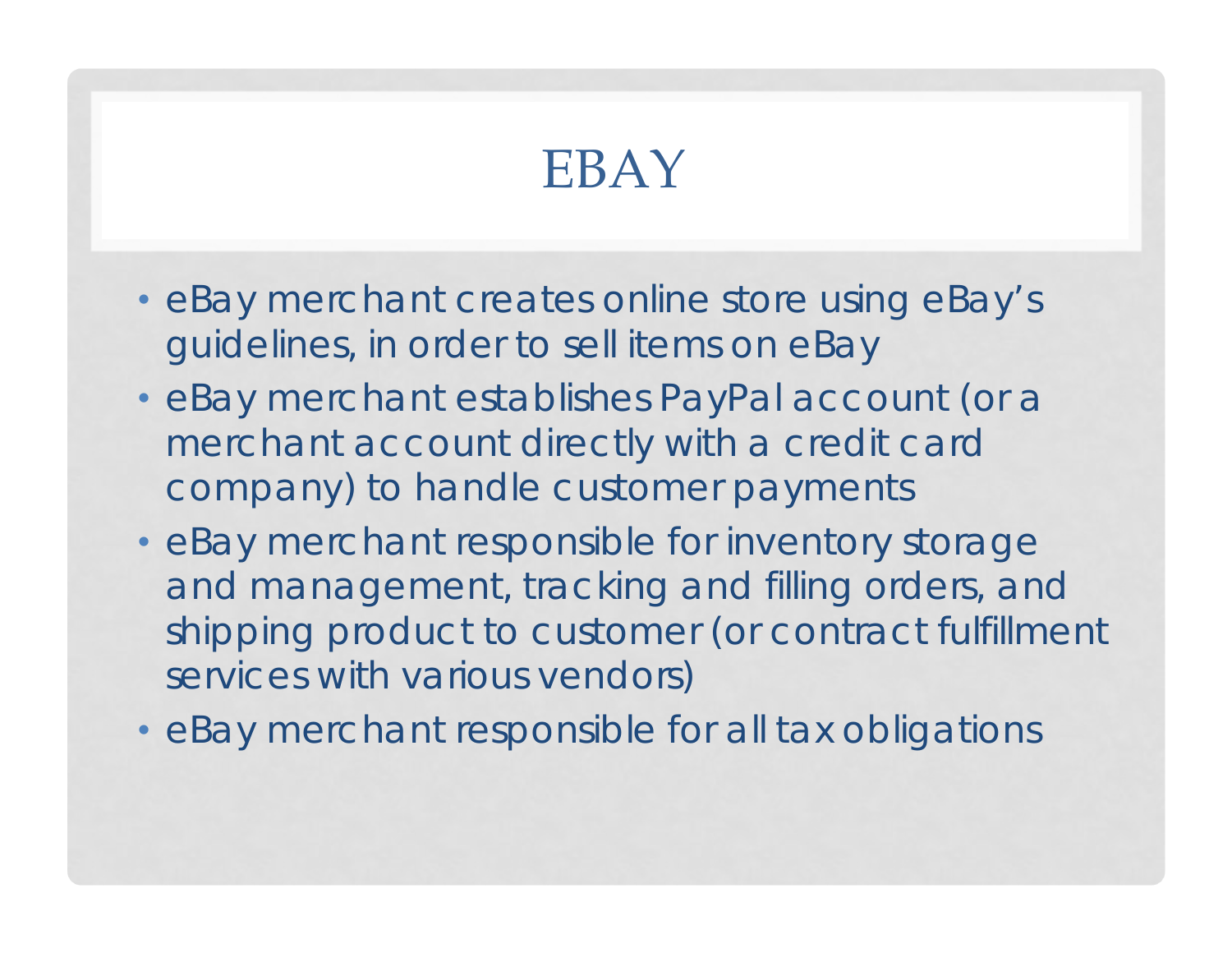# EBAY

- eBay merchant creates online store using eBay's guidelines, in order to sell items on eBay
- eBay merchant establishes PayPal account (or a merchant account directly with a credit card company) to handle customer payments
- eBay merchant responsible for inventory storage and management, tracking and filling orders, and shipping product to customer (or contract fulfillment services with various vendors)
- eBay merchant responsible for all tax obligations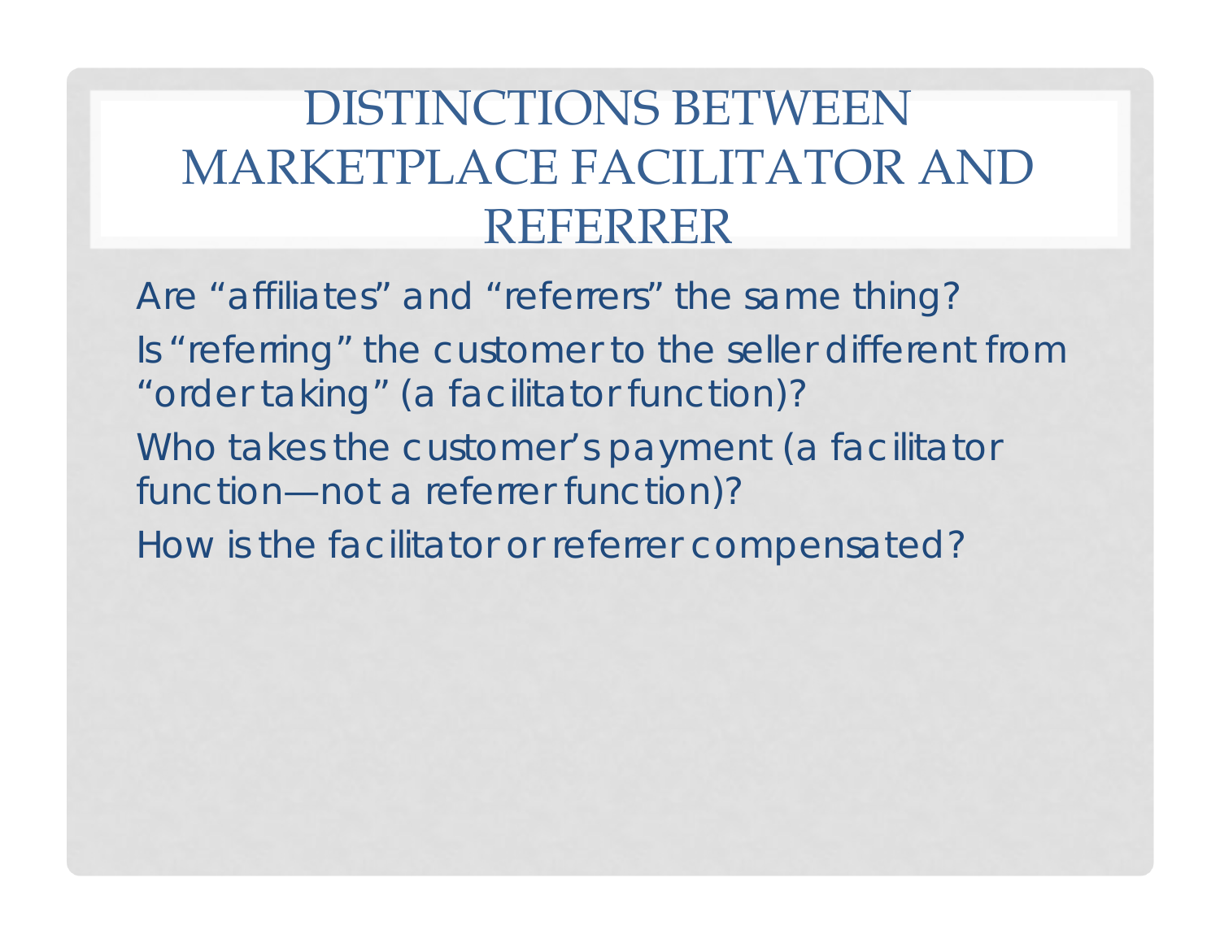# DISTINCTIONS BETWEEN MARKETPLACE FACILITATOR AND REFERRER

Are "affiliates" and "referrers" the same thing?

Is "referring" the customer to the seller different from "order taking" (a facilitator function)?

Who takes the customer's payment (a facilitator function—not a referrer function)?

How is the facilitator or referrer compensated?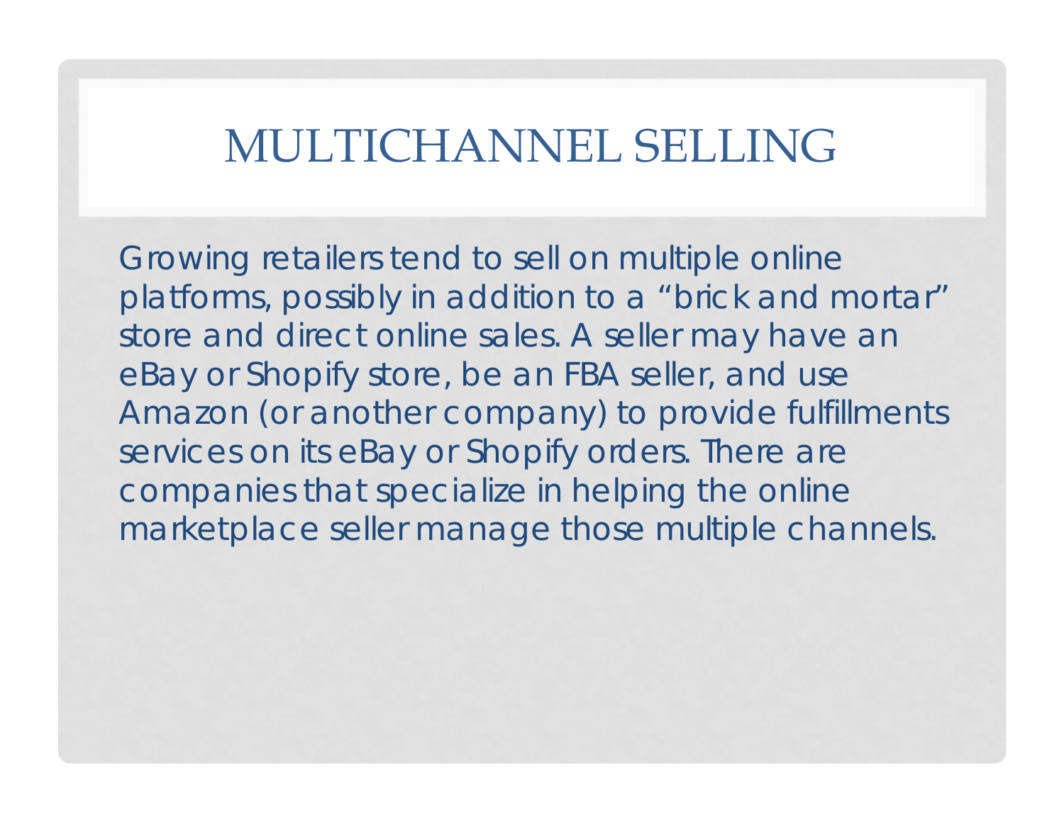# MULTICHANNEL SELLING

Growing retailers tend to sell on multiple online platforms, possibly in addition to a "brick and mortar" store and direct online sales. A seller may have an eBay or Shopify store, be an FBA seller, and use Amazon (or another company) to provide fulfillments services on its eBay or Shopify orders. There are companies that specialize in helping the online marketplace seller manage those multiple channels.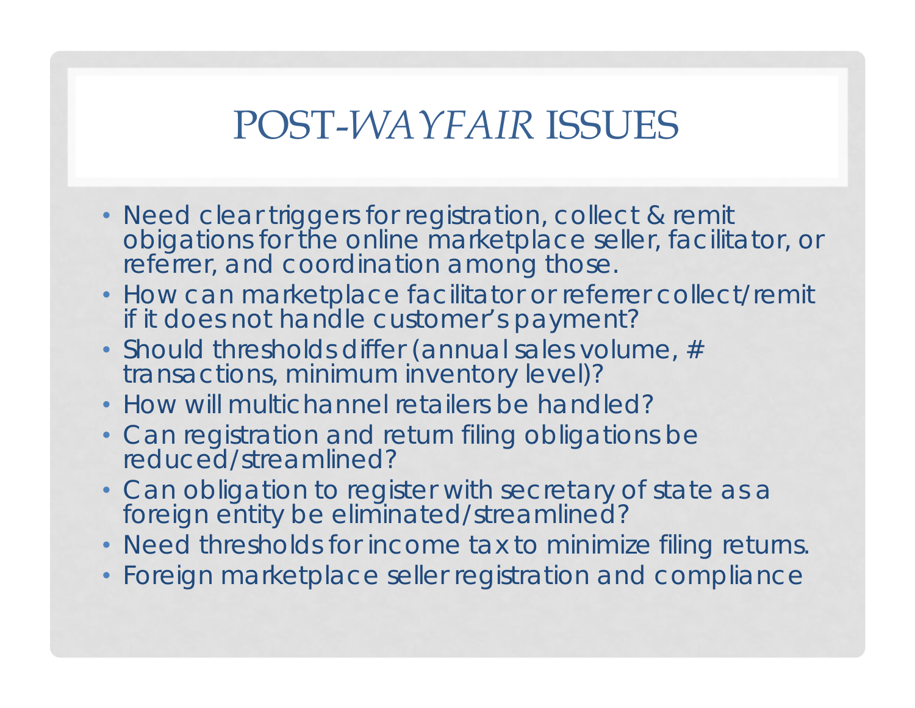# POST-*WAYFAIR* ISSUES

- Need clear triggers for registration, collect & remit obigations for the online marketplace seller, facilitator, or referrer, and coordination among those.
- How can marketplace facilitator or referrer collect/remit if it does not handle customer's payment?
- Should thresholds differ (annual sales volume, # transactions, minimum inventory level)?
- How will multichannel retailers be handled?
- Can registration and return filing obligations be reduced/streamlined?
- Can obligation to register with secretary of state as a foreign entity be eliminated/streamlined?
- Need thresholds for income tax to minimize filing returns.
- Foreign marketplace seller registration and compliance